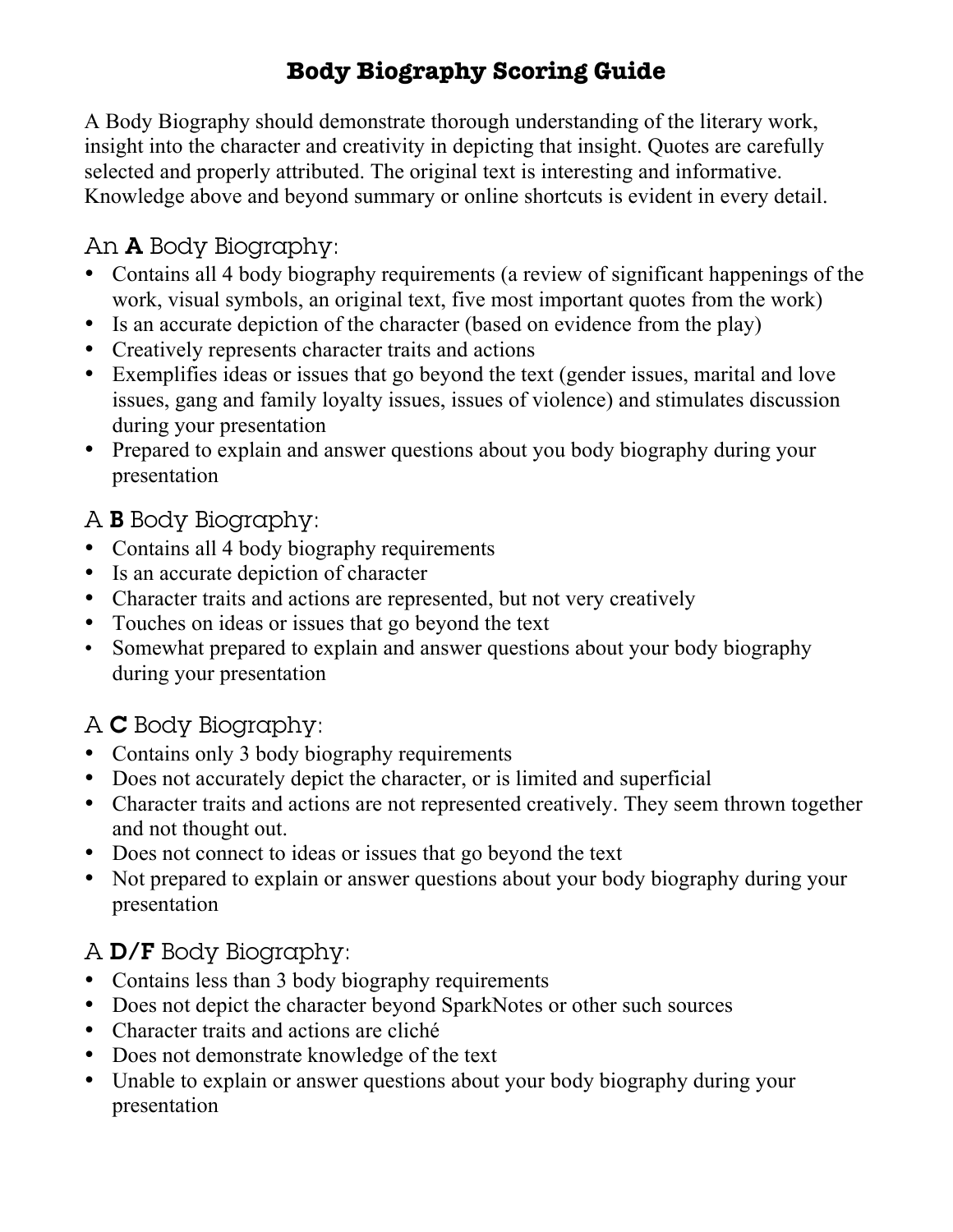# Body Biography Scoring Guide

A Body Biography should demonstrate thorough understanding of the literary work, insight into the character and creativity in depicting that insight. Quotes are carefully selected and properly attributed. The original text is interesting and informative. Knowledge above and beyond summary or online shortcuts is evident in every detail.

## An **A** Body Biography:

- Contains all 4 body biography requirements (a review of significant happenings of the work, visual symbols, an original text, five most important quotes from the work)
- Is an accurate depiction of the character (based on evidence from the play)
- Creatively represents character traits and actions
- Exemplifies ideas or issues that go beyond the text (gender issues, marital and love issues, gang and family loyalty issues, issues of violence) and stimulates discussion during your presentation
- Prepared to explain and answer questions about you body biography during your presentation

## A **B** Body Biography:

- Contains all 4 body biography requirements
- Is an accurate depiction of character
- Character traits and actions are represented, but not very creatively
- Touches on ideas or issues that go beyond the text
- Somewhat prepared to explain and answer questions about your body biography during your presentation

## A **C** Body Biography:

- Contains only 3 body biography requirements
- Does not accurately depict the character, or is limited and superficial
- Character traits and actions are not represented creatively. They seem thrown together and not thought out.
- Does not connect to ideas or issues that go beyond the text
- Not prepared to explain or answer questions about your body biography during your presentation

## A **D/F** Body Biography:

- Contains less than 3 body biography requirements
- Does not depict the character beyond SparkNotes or other such sources
- Character traits and actions are cliché
- Does not demonstrate knowledge of the text
- Unable to explain or answer questions about your body biography during your presentation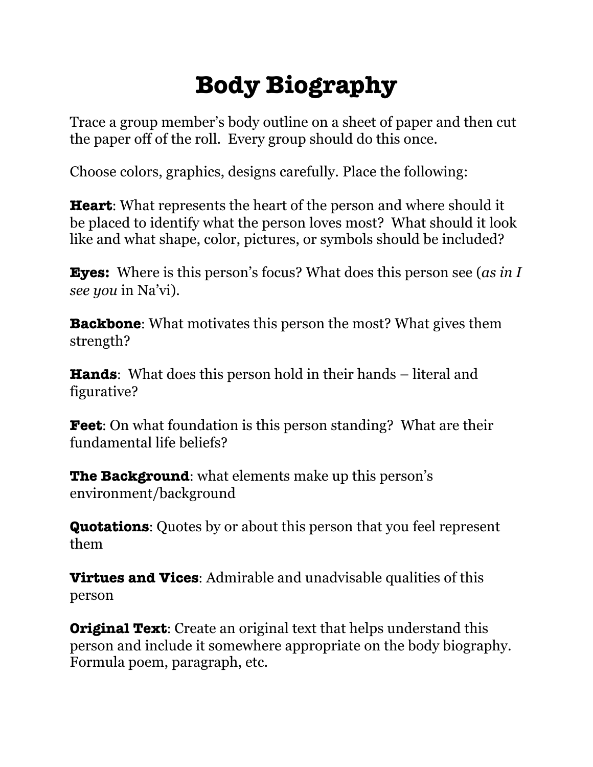# Body Biography

Trace a group member's body outline on a sheet of paper and then cut the paper off of the roll. Every group should do this once.

Choose colors, graphics, designs carefully. Place the following:

**Heart**: What represents the heart of the person and where should it be placed to identify what the person loves most? What should it look like and what shape, color, pictures, or symbols should be included?

**Eyes:** Where is this person's focus? What does this person see (*as in I see you* in Na'vi).

**Backbone**: What motivates this person the most? What gives them strength?

**Hands**: What does this person hold in their hands – literal and figurative?

**Feet**: On what foundation is this person standing? What are their fundamental life beliefs?

**The Background**: what elements make up this person's environment/background

**Quotations**: Quotes by or about this person that you feel represent them

**Virtues and Vices**: Admirable and unadvisable qualities of this person

**Original Text**: Create an original text that helps understand this person and include it somewhere appropriate on the body biography. Formula poem, paragraph, etc.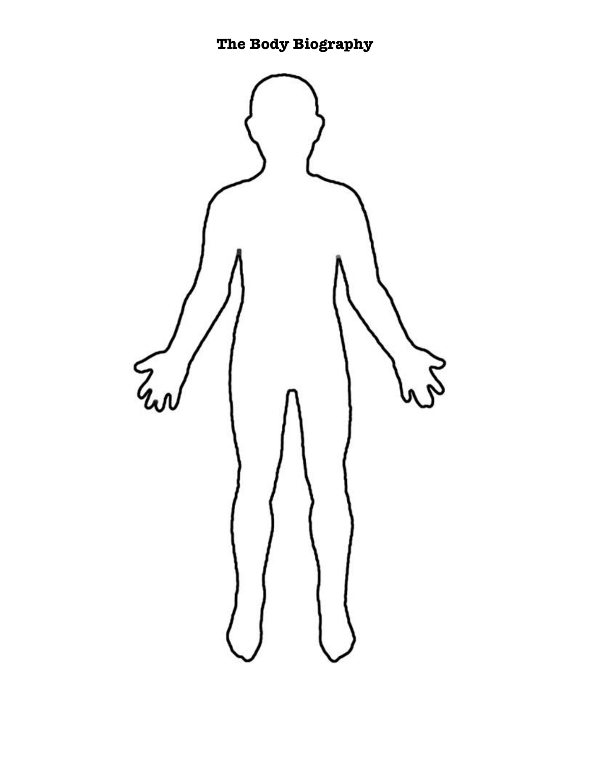# The Body Biography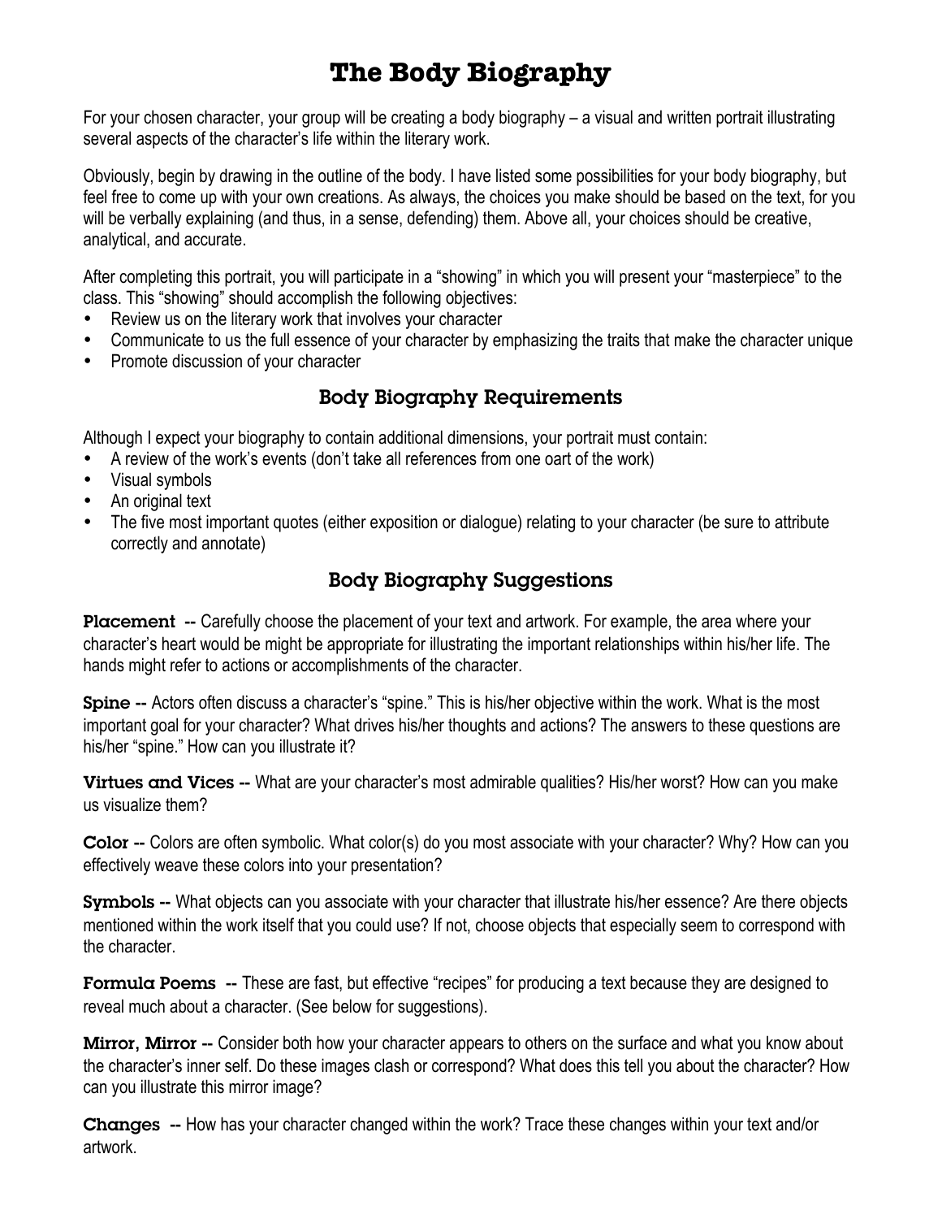# The Body Biography

For your chosen character, your group will be creating a body biography – a visual and written portrait illustrating several aspects of the character's life within the literary work.

Obviously, begin by drawing in the outline of the body. I have listed some possibilities for your body biography, but feel free to come up with your own creations. As always, the choices you make should be based on the text, for you will be verbally explaining (and thus, in a sense, defending) them. Above all, your choices should be creative, analytical, and accurate.

After completing this portrait, you will participate in a "showing" in which you will present your "masterpiece" to the class. This "showing" should accomplish the following objectives:

- Review us on the literary work that involves your character
- Communicate to us the full essence of your character by emphasizing the traits that make the character unique
- Promote discussion of your character

## Body Biography Requirements

Although I expect your biography to contain additional dimensions, your portrait must contain:

- A review of the work's events (don't take all references from one oart of the work)
- Visual symbols
- An original text
- The five most important quotes (either exposition or dialogue) relating to your character (be sure to attribute correctly and annotate)

## Body Biography Suggestions

**Placement** -- Carefully choose the placement of your text and artwork. For example, the area where your character's heart would be might be appropriate for illustrating the important relationships within his/her life. The hands might refer to actions or accomplishments of the character.

**Spine** -- Actors often discuss a character's "spine." This is his/her objective within the work. What is the most important goal for your character? What drives his/her thoughts and actions? The answers to these questions are his/her "spine." How can you illustrate it?

**Virtues and Vices** -- What are your character's most admirable qualities? His/her worst? How can you make us visualize them?

**Color** -- Colors are often symbolic. What color(s) do you most associate with your character? Why? How can you effectively weave these colors into your presentation?

**Symbols** -- What objects can you associate with your character that illustrate his/her essence? Are there objects mentioned within the work itself that you could use? If not, choose objects that especially seem to correspond with the character.

**Formula Poems** -- These are fast, but effective "recipes" for producing a text because they are designed to reveal much about a character. (See below for suggestions).

**Mirror, Mirror** -- Consider both how your character appears to others on the surface and what you know about the character's inner self. Do these images clash or correspond? What does this tell you about the character? How can you illustrate this mirror image?

**Changes** -- How has your character changed within the work? Trace these changes within your text and/or artwork.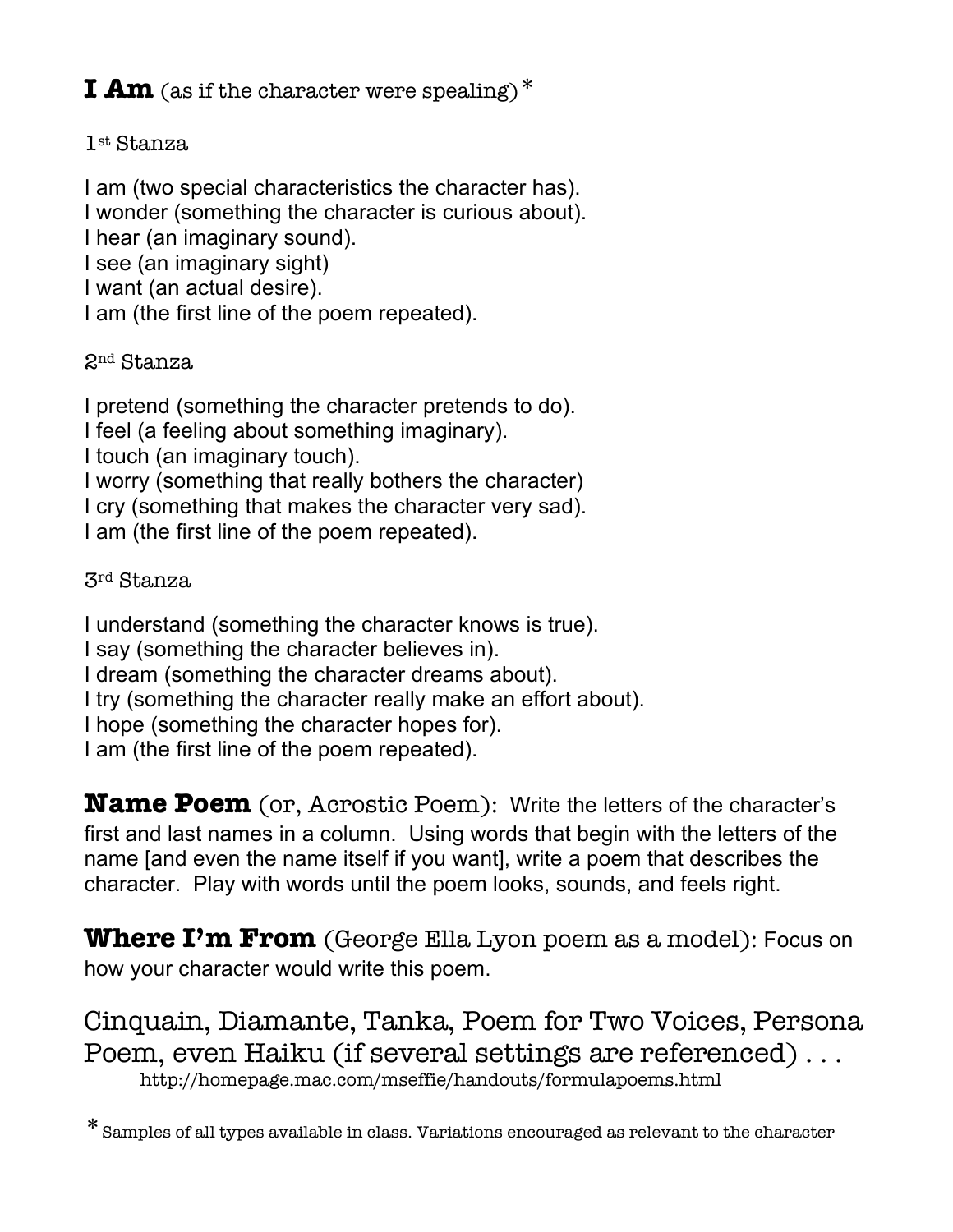## **I Am** (as if the character were spealing)*

1st Stanza

I am (two special characteristics the character has).
I wonder (something the character is curious about).
I hear (an imaginary sound).
I see (an imaginary sight)
I want (an actual desire).
I am (the first line of the poem repeated).

2nd Stanza

I pretend (something the character pretends to do).
I feel (a feeling about something imaginary).
I touch (an imaginary touch).
I worry (something that really bothers the character)
I cry (something that makes the character very sad).
I am (the first line of the poem repeated).

3rd Stanza

I understand (something the character knows is true).
I say (something the character believes in).
I dream (something the character dreams about).
I try (something the character really make an effort about).
I hope (something the character hopes for).
I am (the first line of the poem repeated).

**Name Poem** (or, Acrostic Poem): Write the letters of the character's first and last names in a column. Using words that begin with the letters of the name [and even the name itself if you want], write a poem that describes the character. Play with words until the poem looks, sounds, and feels right.

**Where I'm From** (George Ella Lyon poem as a model): Focus on how your character would write this poem.

Cinquain, Diamante, Tanka, Poem for Two Voices, Persona Poem, even Haiku (if several settings are referenced) . . .
http://homepage.mac.com/mseffie/handouts/formulapoems.html

* Samples of all types available in class. Variations encouraged as relevant to the character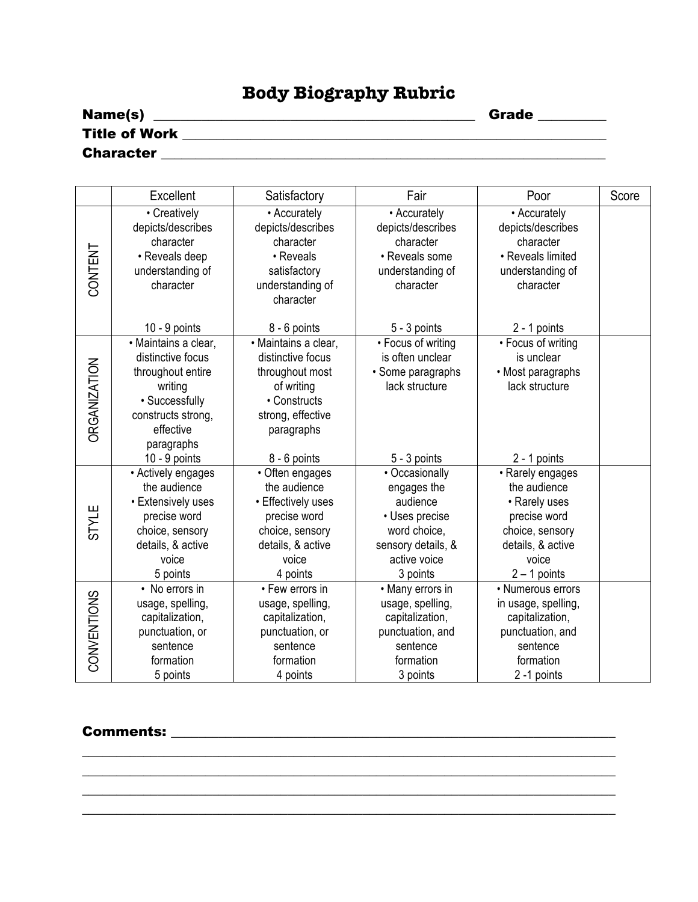# Body Biography Rubric

**Name(s)** ____________________________________________ **Grade** _________

**Title of Work** __________________________________________________________

**Character** _____________________________________________________________

| | Excellent | Satisfactory | Fair | Poor | Score |
|---|---|---|---|---|---|
| CONTENT | • Creatively depicts/describes character • Reveals deep understanding of character 10 - 9 points | • Accurately depicts/describes character • Reveals satisfactory understanding of character 8 - 6 points | • Accurately depicts/describes character • Reveals some understanding of character 5 - 3 points | • Accurately depicts/describes character • Reveals limited understanding of character 2 - 1 points | |
| ORGANIZATION | • Maintains a clear, distinctive focus throughout entire writing • Successfully constructs strong, effective paragraphs 10 - 9 points | • Maintains a clear, distinctive focus throughout most of writing • Constructs strong, effective paragraphs 8 - 6 points | • Focus of writing is often unclear • Some paragraphs lack structure 5 - 3 points | • Focus of writing is unclear • Most paragraphs lack structure 2 - 1 points | |
| STYLE | • Actively engages the audience • Extensively uses precise word choice, sensory details, & active voice 5 points | • Often engages the audience • Effectively uses precise word choice, sensory details, & active voice 4 points | • Occasionally engages the audience • Uses precise word choice, sensory details, & active voice 3 points | • Rarely engages the audience • Rarely uses precise word choice, sensory details, & active voice 2 – 1 points | |
| CONVENTIONS | • No errors in usage, spelling, capitalization, punctuation, or sentence formation 5 points | • Few errors in usage, spelling, capitalization, punctuation, or sentence formation 4 points | • Many errors in usage, spelling, capitalization, punctuation, and sentence formation 3 points | • Numerous errors in usage, spelling, capitalization, punctuation, and sentence formation 2 -1 points | |

**Comments:** ______________________________________________________________

_________________________________________________________________________

_________________________________________________________________________

_________________________________________________________________________

_________________________________________________________________________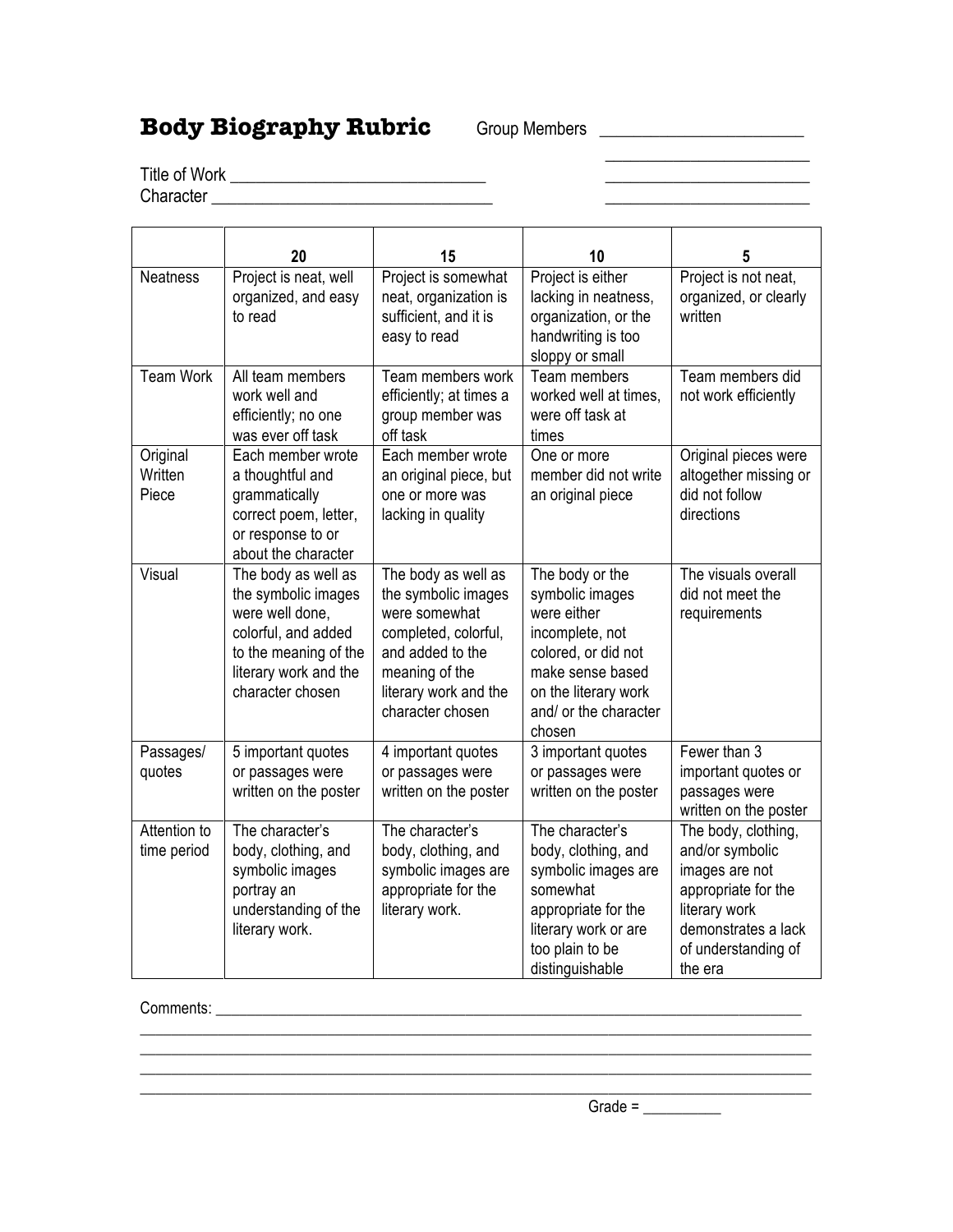# Body Biography Rubric

Group Members ________________________

________________________

________________________

________________________

Title of Work ______________________________

Character ________________________________

| | 20 | 15 | 10 | 5 |
|---|---|---|---|---|
| Neatness | Project is neat, well organized, and easy to read | Project is somewhat neat, organization is sufficient, and it is easy to read | Project is either lacking in neatness, organization, or the handwriting is too sloppy or small | Project is not neat, organized, or clearly written |
| Team Work | All team members work well and efficiently; no one was ever off task | Team members work efficiently; at times a group member was off task | Team members worked well at times, were off task at times | Team members did not work efficiently |
| Original Written Piece | Each member wrote a thoughtful and grammatically correct poem, letter, or response to or about the character | Each member wrote an original piece, but one or more was lacking in quality | One or more member did not write an original piece | Original pieces were altogether missing or did not follow directions |
| Visual | The body as well as the symbolic images were well done, colorful, and added to the meaning of the literary work and the character chosen | The body as well as the symbolic images were somewhat completed, colorful, and added to the meaning of the literary work and the character chosen | The body or the symbolic images were either incomplete, not colored, or did not make sense based on the literary work and/ or the character chosen | The visuals overall did not meet the requirements |
| Passages/ quotes | 5 important quotes or passages were written on the poster | 4 important quotes or passages were written on the poster | 3 important quotes or passages were written on the poster | Fewer than 3 important quotes or passages were written on the poster |
| Attention to time period | The character's body, clothing, and symbolic images portray an understanding of the literary work. | The character's body, clothing, and symbolic images are appropriate for the literary work. | The character's body, clothing, and symbolic images are somewhat appropriate for the literary work or are too plain to be distinguishable | The body, clothing, and/or symbolic images are not appropriate for the literary work demonstrates a lack of understanding of the era |

Comments: ____________________________________________________________________________

______________________________________________________________________________________

______________________________________________________________________________________

______________________________________________________________________________________

______________________________________________________________________________________

Grade = __________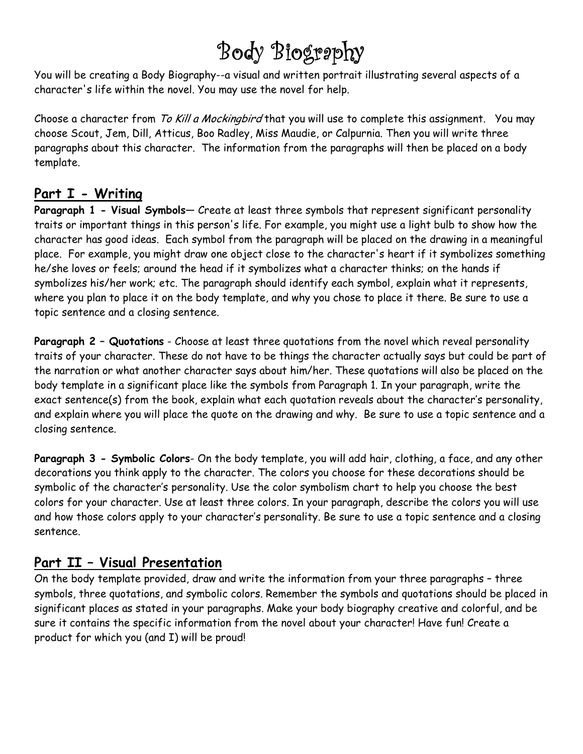# Body Biography

You will be creating a Body Biography--a visual and written portrait illustrating several aspects of a character's life within the novel. You may use the novel for help.

Choose a character from *To Kill a Mockingbird* that you will use to complete this assignment. You may choose Scout, Jem, Dill, Atticus, Boo Radley, Miss Maudie, or Calpurnia. Then you will write three paragraphs about this character. The information from the paragraphs will then be placed on a body template.

## Part I - Writing

**Paragraph 1 - Visual Symbols**— Create at least three symbols that represent significant personality traits or important things in this person's life. For example, you might use a light bulb to show how the character has good ideas. Each symbol from the paragraph will be placed on the drawing in a meaningful place. For example, you might draw one object close to the character's heart if it symbolizes something he/she loves or feels; around the head if it symbolizes what a character thinks; on the hands if symbolizes his/her work; etc. The paragraph should identify each symbol, explain what it represents, where you plan to place it on the body template, and why you chose to place it there. Be sure to use a topic sentence and a closing sentence.

**Paragraph 2 – Quotations** - Choose at least three quotations from the novel which reveal personality traits of your character. These do not have to be things the character actually says but could be part of the narration or what another character says about him/her. These quotations will also be placed on the body template in a significant place like the symbols from Paragraph 1. In your paragraph, write the exact sentence(s) from the book, explain what each quotation reveals about the character's personality, and explain where you will place the quote on the drawing and why. Be sure to use a topic sentence and a closing sentence.

**Paragraph 3 - Symbolic Colors**- On the body template, you will add hair, clothing, a face, and any other decorations you think apply to the character. The colors you choose for these decorations should be symbolic of the character's personality. Use the color symbolism chart to help you choose the best colors for your character. Use at least three colors. In your paragraph, describe the colors you will use and how those colors apply to your character's personality. Be sure to use a topic sentence and a closing sentence.

## Part II – Visual Presentation

On the body template provided, draw and write the information from your three paragraphs – three symbols, three quotations, and symbolic colors. Remember the symbols and quotations should be placed in significant places as stated in your paragraphs. Make your body biography creative and colorful, and be sure it contains the specific information from the novel about your character! Have fun! Create a product for which you (and I) will be proud!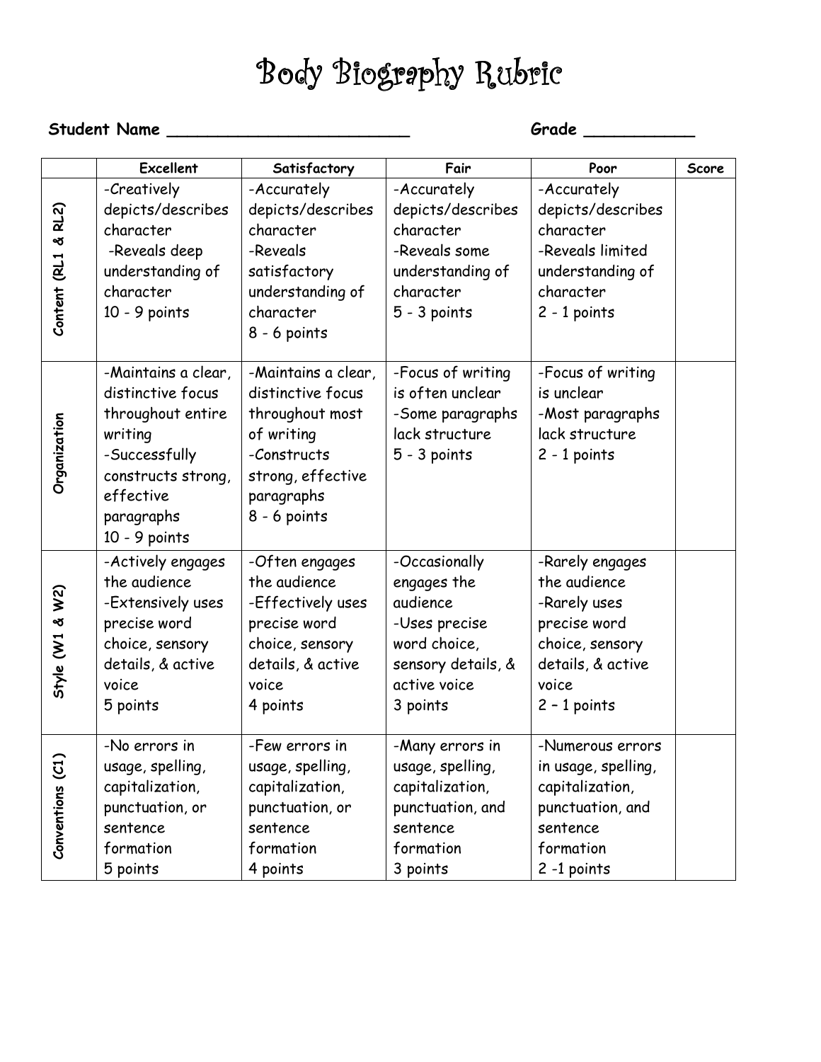# Body Biography Rubric

**Student Name** ________________________ **Grade** ___________

| | Excellent | Satisfactory | Fair | Poor | Score |
|---|---|---|---|---|---|
| **Content (RL1 & RL2)** | -Creatively depicts/describes character<br>-Reveals deep understanding of character<br>10 - 9 points | -Accurately depicts/describes character<br>-Reveals satisfactory understanding of character<br>8 - 6 points | -Accurately depicts/describes character<br>-Reveals some understanding of character<br>5 - 3 points | -Accurately depicts/describes character<br>-Reveals limited understanding of character<br>2 - 1 points | |
| **Organization** | -Maintains a clear, distinctive focus throughout entire writing<br>-Successfully constructs strong, effective paragraphs<br>10 - 9 points | -Maintains a clear, distinctive focus throughout most of writing<br>-Constructs strong, effective paragraphs<br>8 - 6 points | -Focus of writing is often unclear<br>-Some paragraphs lack structure<br>5 - 3 points | -Focus of writing is unclear<br>-Most paragraphs lack structure<br>2 - 1 points | |
| **Style (W1 & W2)** | -Actively engages the audience<br>-Extensively uses precise word choice, sensory details, & active voice<br>5 points | -Often engages the audience<br>-Effectively uses precise word choice, sensory details, & active voice<br>4 points | -Occasionally engages the audience<br>-Uses precise word choice, sensory details, & active voice<br>3 points | -Rarely engages the audience<br>-Rarely uses precise word choice, sensory details, & active voice<br>2 – 1 points | |
| **Conventions (C1)** | -No errors in usage, spelling, capitalization, punctuation, or sentence formation<br>5 points | -Few errors in usage, spelling, capitalization, punctuation, or sentence formation<br>4 points | -Many errors in usage, spelling, capitalization, punctuation, and sentence formation<br>3 points | -Numerous errors in usage, spelling, capitalization, punctuation, and sentence formation<br>2 -1 points | |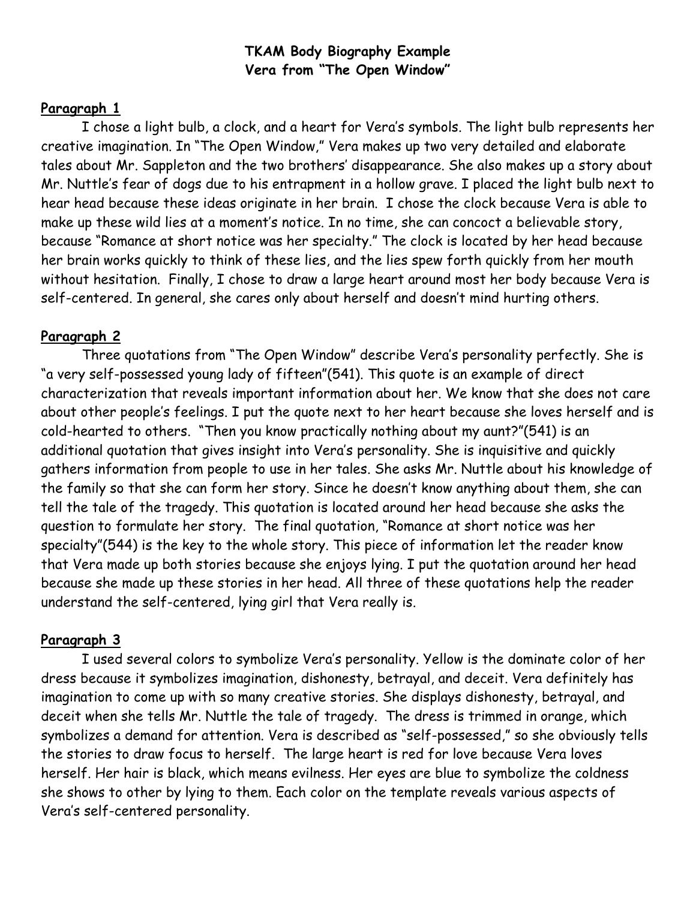**TKAM Body Biography Example**
**Vera from "The Open Window"**

**Paragraph 1**

I chose a light bulb, a clock, and a heart for Vera's symbols. The light bulb represents her creative imagination. In "The Open Window," Vera makes up two very detailed and elaborate tales about Mr. Sappleton and the two brothers' disappearance. She also makes up a story about Mr. Nuttle's fear of dogs due to his entrapment in a hollow grave. I placed the light bulb next to hear head because these ideas originate in her brain. I chose the clock because Vera is able to make up these wild lies at a moment's notice. In no time, she can concoct a believable story, because "Romance at short notice was her specialty." The clock is located by her head because her brain works quickly to think of these lies, and the lies spew forth quickly from her mouth without hesitation. Finally, I chose to draw a large heart around most her body because Vera is self-centered. In general, she cares only about herself and doesn't mind hurting others.

**Paragraph 2**

Three quotations from "The Open Window" describe Vera's personality perfectly. She is "a very self-possessed young lady of fifteen"(541). This quote is an example of direct characterization that reveals important information about her. We know that she does not care about other people's feelings. I put the quote next to her heart because she loves herself and is cold-hearted to others. "Then you know practically nothing about my aunt?"(541) is an additional quotation that gives insight into Vera's personality. She is inquisitive and quickly gathers information from people to use in her tales. She asks Mr. Nuttle about his knowledge of the family so that she can form her story. Since he doesn't know anything about them, she can tell the tale of the tragedy. This quotation is located around her head because she asks the question to formulate her story. The final quotation, "Romance at short notice was her specialty"(544) is the key to the whole story. This piece of information let the reader know that Vera made up both stories because she enjoys lying. I put the quotation around her head because she made up these stories in her head. All three of these quotations help the reader understand the self-centered, lying girl that Vera really is.

**Paragraph 3**

I used several colors to symbolize Vera's personality. Yellow is the dominate color of her dress because it symbolizes imagination, dishonesty, betrayal, and deceit. Vera definitely has imagination to come up with so many creative stories. She displays dishonesty, betrayal, and deceit when she tells Mr. Nuttle the tale of tragedy. The dress is trimmed in orange, which symbolizes a demand for attention. Vera is described as "self-possessed," so she obviously tells the stories to draw focus to herself. The large heart is red for love because Vera loves herself. Her hair is black, which means evilness. Her eyes are blue to symbolize the coldness she shows to other by lying to them. Each color on the template reveals various aspects of Vera's self-centered personality.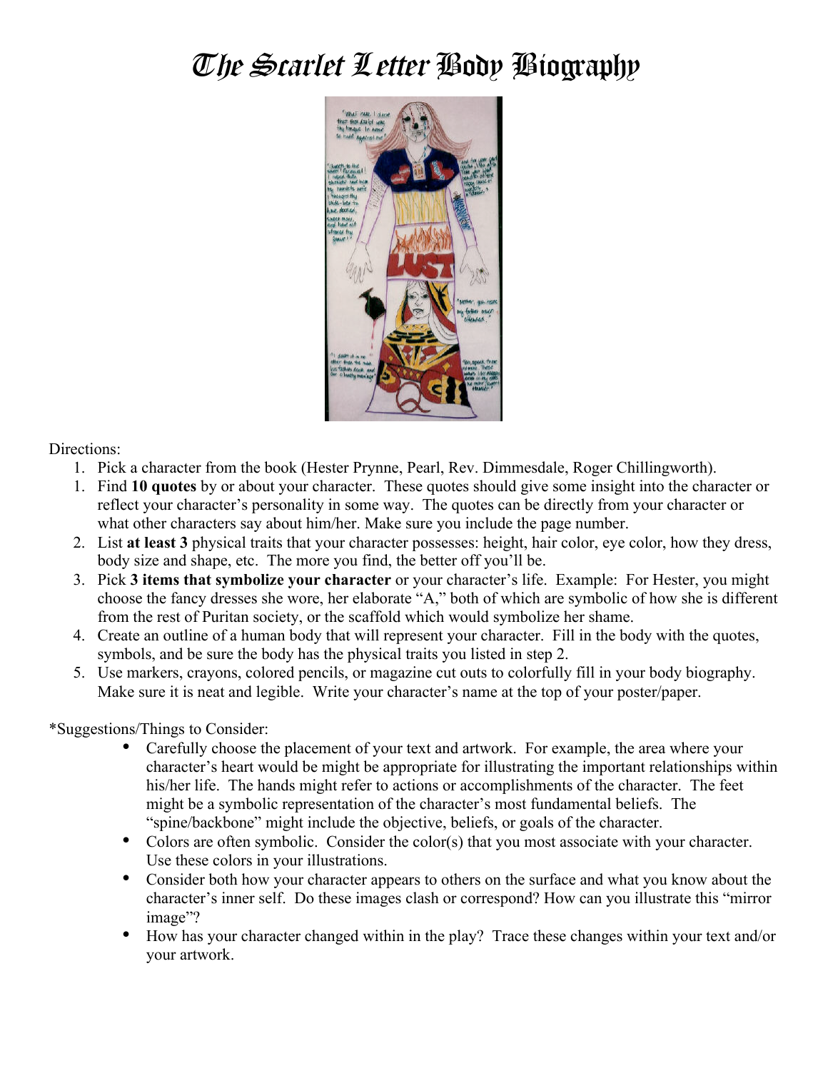# The Scarlet Letter Body Biography

Directions:

1. Pick a character from the book (Hester Prynne, Pearl, Rev. Dimmesdale, Roger Chillingworth).
1. Find **10 quotes** by or about your character. These quotes should give some insight into the character or reflect your character's personality in some way. The quotes can be directly from your character or what other characters say about him/her. Make sure you include the page number.
2. List **at least 3** physical traits that your character possesses: height, hair color, eye color, how they dress, body size and shape, etc. The more you find, the better off you'll be.
3. Pick **3 items that symbolize your character** or your character's life. Example: For Hester, you might choose the fancy dresses she wore, her elaborate "A," both of which are symbolic of how she is different from the rest of Puritan society, or the scaffold which would symbolize her shame.
4. Create an outline of a human body that will represent your character. Fill in the body with the quotes, symbols, and be sure the body has the physical traits you listed in step 2.
5. Use markers, crayons, colored pencils, or magazine cut outs to colorfully fill in your body biography. Make sure it is neat and legible. Write your character's name at the top of your poster/paper.

*Suggestions/Things to Consider:

- Carefully choose the placement of your text and artwork. For example, the area where your character's heart would be might be appropriate for illustrating the important relationships within his/her life. The hands might refer to actions or accomplishments of the character. The feet might be a symbolic representation of the character's most fundamental beliefs. The "spine/backbone" might include the objective, beliefs, or goals of the character.
- Colors are often symbolic. Consider the color(s) that you most associate with your character. Use these colors in your illustrations.
- Consider both how your character appears to others on the surface and what you know about the character's inner self. Do these images clash or correspond? How can you illustrate this "mirror image"?
- How has your character changed within in the play? Trace these changes within your text and/or your artwork.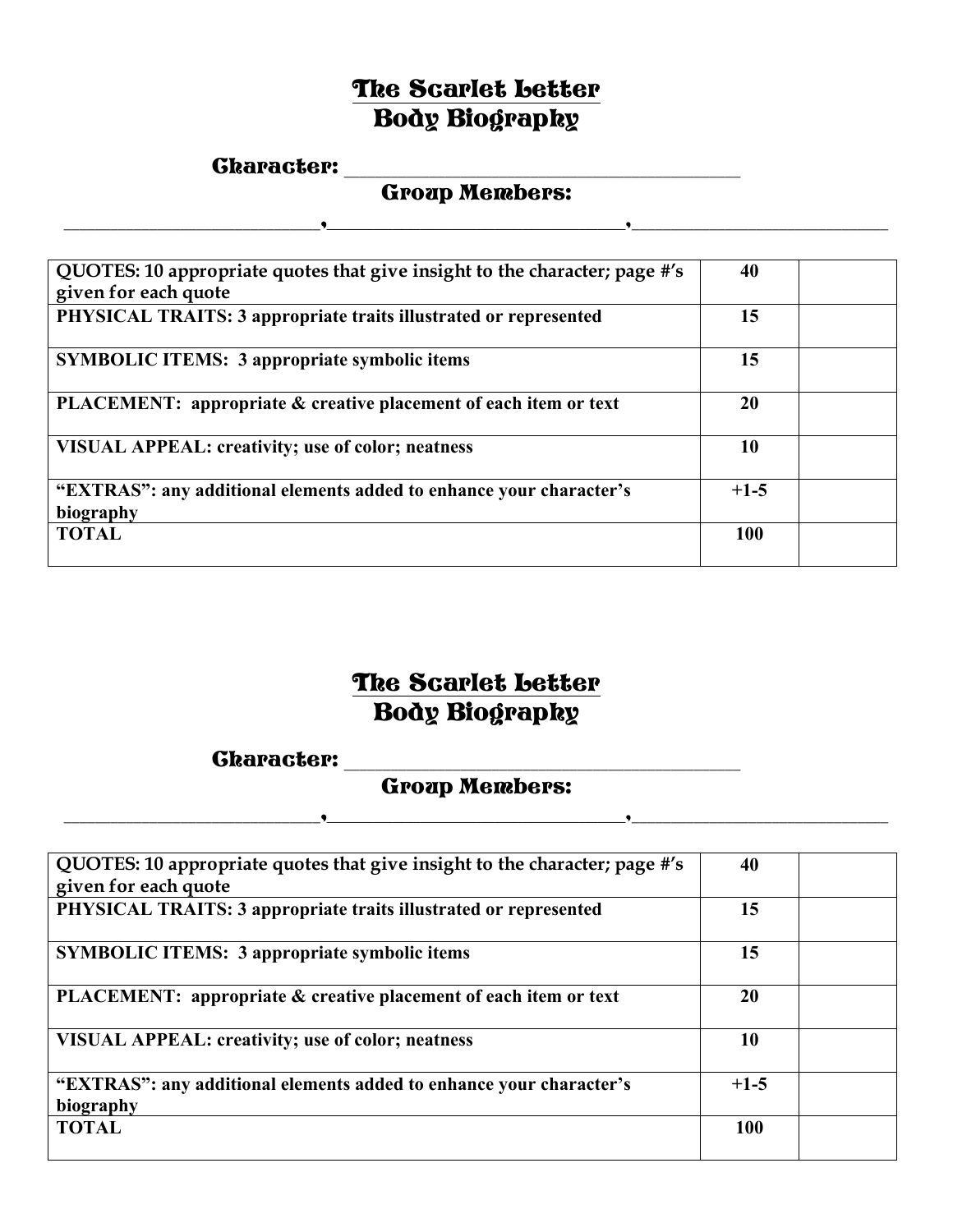# The Scarlet Letter
# Body Biography

**Character:** ____________________________________________

**Group Members:**

____________________________, ________________________________, ____________________________

| | | |
|---|---|---|
| **QUOTES: 10 appropriate quotes that give insight to the character; page #'s given for each quote** | **40** | |
| **PHYSICAL TRAITS: 3 appropriate traits illustrated or represented** | **15** | |
| **SYMBOLIC ITEMS: 3 appropriate symbolic items** | **15** | |
| **PLACEMENT: appropriate & creative placement of each item or text** | **20** | |
| **VISUAL APPEAL: creativity; use of color; neatness** | **10** | |
| **"EXTRAS": any additional elements added to enhance your character's biography** | **+1-5** | |
| **TOTAL** | **100** | |

# The Scarlet Letter
# Body Biography

**Character:** ____________________________________________

**Group Members:**

____________________________, ________________________________, ____________________________

| | | |
|---|---|---|
| **QUOTES: 10 appropriate quotes that give insight to the character; page #'s given for each quote** | **40** | |
| **PHYSICAL TRAITS: 3 appropriate traits illustrated or represented** | **15** | |
| **SYMBOLIC ITEMS: 3 appropriate symbolic items** | **15** | |
| **PLACEMENT: appropriate & creative placement of each item or text** | **20** | |
| **VISUAL APPEAL: creativity; use of color; neatness** | **10** | |
| **"EXTRAS": any additional elements added to enhance your character's biography** | **+1-5** | |
| **TOTAL** | **100** | |